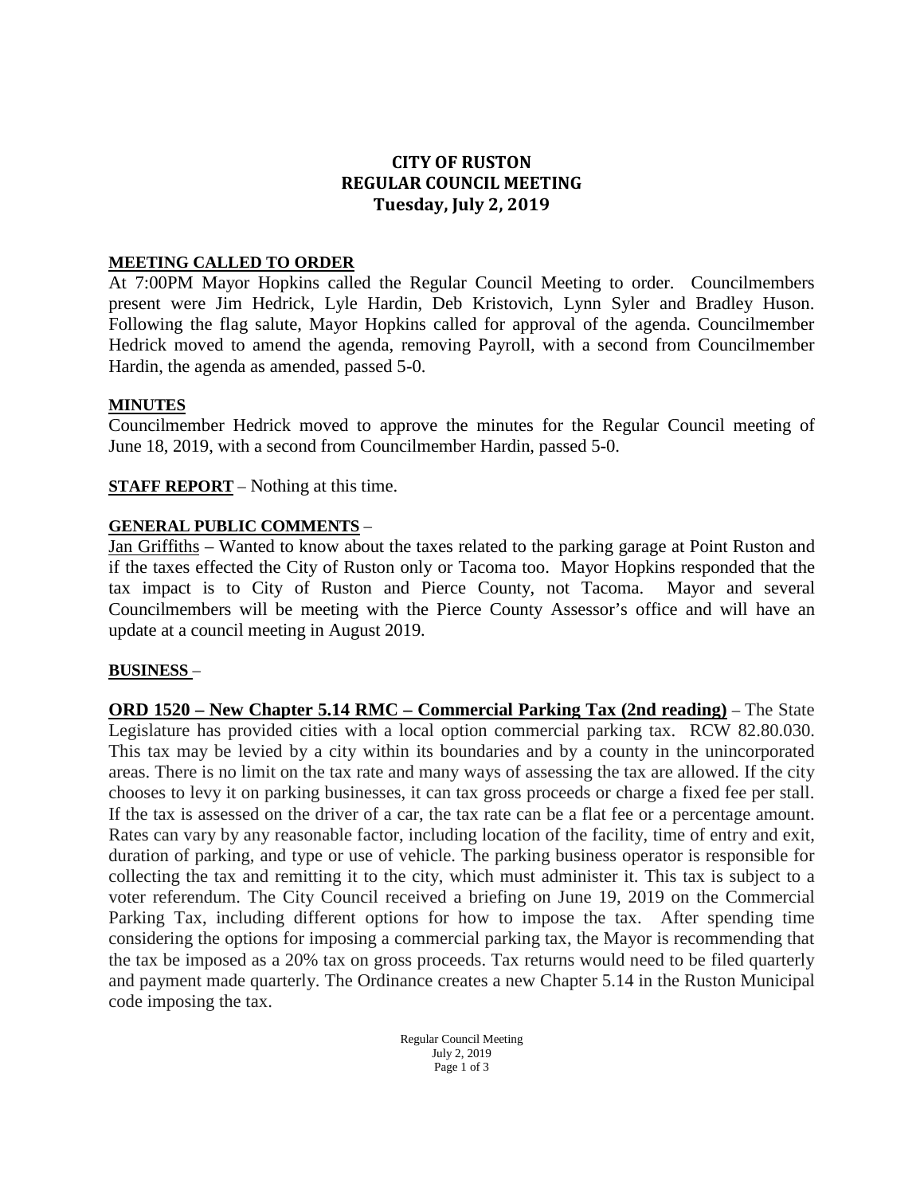# CITY OF RUSTON
## REGULAR COUNCIL MEETING
### Tuesday, July 2, 2019

**MEETING CALLED TO ORDER**

At 7:00PM Mayor Hopkins called the Regular Council Meeting to order. Councilmembers present were Jim Hedrick, Lyle Hardin, Deb Kristovich, Lynn Syler and Bradley Huson. Following the flag salute, Mayor Hopkins called for approval of the agenda. Councilmember Hedrick moved to amend the agenda, removing Payroll, with a second from Councilmember Hardin, the agenda as amended, passed 5-0.

**MINUTES**

Councilmember Hedrick moved to approve the minutes for the Regular Council meeting of June 18, 2019, with a second from Councilmember Hardin, passed 5-0.

**STAFF REPORT** – Nothing at this time.

**GENERAL PUBLIC COMMENTS** –

Jan Griffiths – Wanted to know about the taxes related to the parking garage at Point Ruston and if the taxes effected the City of Ruston only or Tacoma too. Mayor Hopkins responded that the tax impact is to City of Ruston and Pierce County, not Tacoma. Mayor and several Councilmembers will be meeting with the Pierce County Assessor's office and will have an update at a council meeting in August 2019.

**BUSINESS** –

**ORD 1520 – New Chapter 5.14 RMC – Commercial Parking Tax (2nd reading)** – The State Legislature has provided cities with a local option commercial parking tax. RCW 82.80.030. This tax may be levied by a city within its boundaries and by a county in the unincorporated areas. There is no limit on the tax rate and many ways of assessing the tax are allowed. If the city chooses to levy it on parking businesses, it can tax gross proceeds or charge a fixed fee per stall. If the tax is assessed on the driver of a car, the tax rate can be a flat fee or a percentage amount. Rates can vary by any reasonable factor, including location of the facility, time of entry and exit, duration of parking, and type or use of vehicle. The parking business operator is responsible for collecting the tax and remitting it to the city, which must administer it. This tax is subject to a voter referendum. The City Council received a briefing on June 19, 2019 on the Commercial Parking Tax, including different options for how to impose the tax. After spending time considering the options for imposing a commercial parking tax, the Mayor is recommending that the tax be imposed as a 20% tax on gross proceeds. Tax returns would need to be filed quarterly and payment made quarterly. The Ordinance creates a new Chapter 5.14 in the Ruston Municipal code imposing the tax.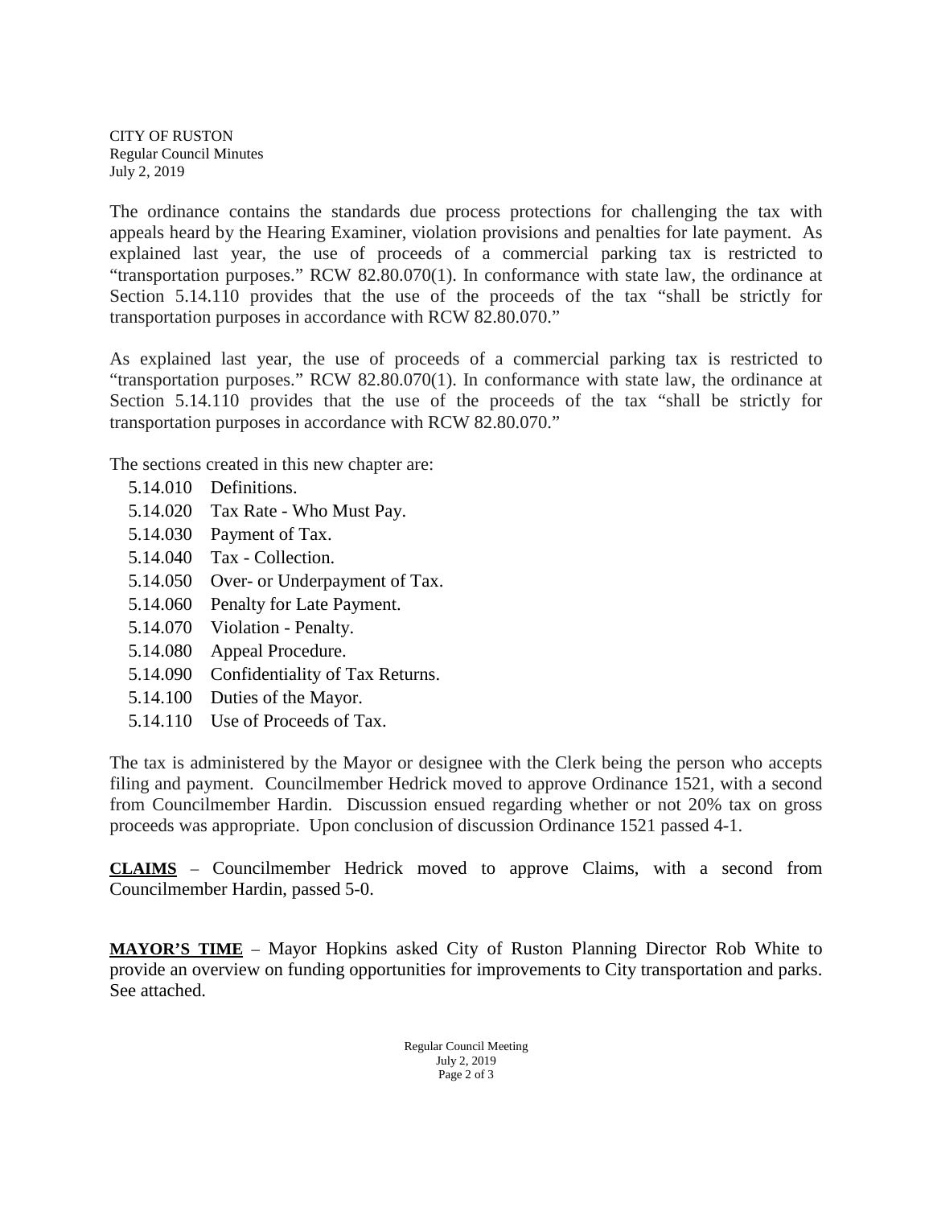The ordinance contains the standards due process protections for challenging the tax with appeals heard by the Hearing Examiner, violation provisions and penalties for late payment. As explained last year, the use of proceeds of a commercial parking tax is restricted to "transportation purposes." RCW 82.80.070(1). In conformance with state law, the ordinance at Section 5.14.110 provides that the use of the proceeds of the tax "shall be strictly for transportation purposes in accordance with RCW 82.80.070."

As explained last year, the use of proceeds of a commercial parking tax is restricted to "transportation purposes." RCW 82.80.070(1). In conformance with state law, the ordinance at Section 5.14.110 provides that the use of the proceeds of the tax "shall be strictly for transportation purposes in accordance with RCW 82.80.070."

The sections created in this new chapter are:

- 5.14.010 Definitions.
- 5.14.020 Tax Rate - Who Must Pay.
- 5.14.030 Payment of Tax.
- 5.14.040 Tax - Collection.
- 5.14.050 Over- or Underpayment of Tax.
- 5.14.060 Penalty for Late Payment.
- 5.14.070 Violation - Penalty.
- 5.14.080 Appeal Procedure.
- 5.14.090 Confidentiality of Tax Returns.
- 5.14.100 Duties of the Mayor.
- 5.14.110 Use of Proceeds of Tax.

The tax is administered by the Mayor or designee with the Clerk being the person who accepts filing and payment. Councilmember Hedrick moved to approve Ordinance 1521, with a second from Councilmember Hardin. Discussion ensued regarding whether or not 20% tax on gross proceeds was appropriate. Upon conclusion of discussion Ordinance 1521 passed 4-1.

**CLAIMS** – Councilmember Hedrick moved to approve Claims, with a second from Councilmember Hardin, passed 5-0.

**MAYOR'S TIME** – Mayor Hopkins asked City of Ruston Planning Director Rob White to provide an overview on funding opportunities for improvements to City transportation and parks. See attached.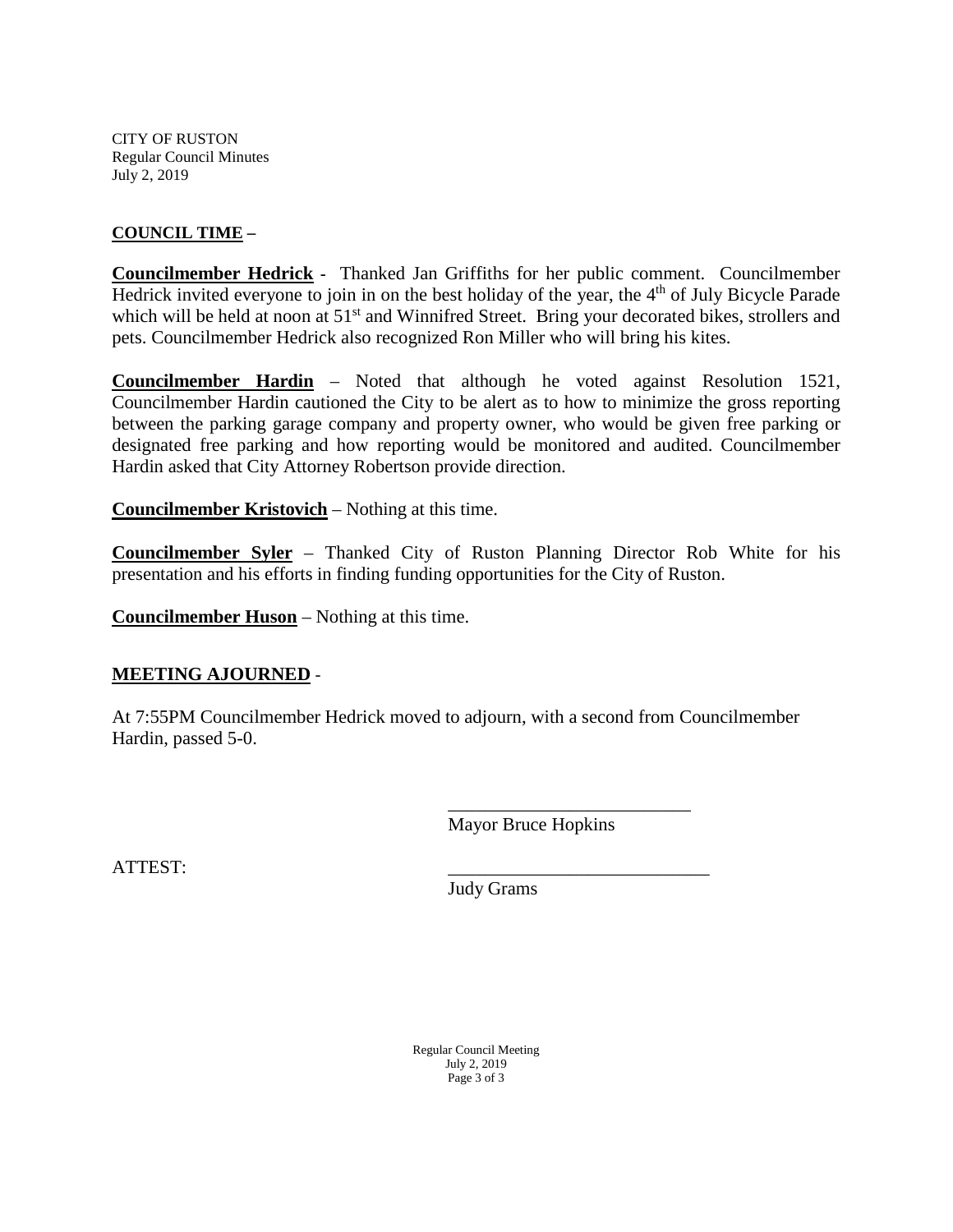**COUNCIL TIME –**

**Councilmember Hedrick** - Thanked Jan Griffiths for her public comment. Councilmember Hedrick invited everyone to join in on the best holiday of the year, the 4th of July Bicycle Parade which will be held at noon at 51st and Winnifred Street. Bring your decorated bikes, strollers and pets. Councilmember Hedrick also recognized Ron Miller who will bring his kites.

**Councilmember Hardin** – Noted that although he voted against Resolution 1521, Councilmember Hardin cautioned the City to be alert as to how to minimize the gross reporting between the parking garage company and property owner, who would be given free parking or designated free parking and how reporting would be monitored and audited. Councilmember Hardin asked that City Attorney Robertson provide direction.

**Councilmember Kristovich** – Nothing at this time.

**Councilmember Syler** – Thanked City of Ruston Planning Director Rob White for his presentation and his efforts in finding funding opportunities for the City of Ruston.

**Councilmember Huson** – Nothing at this time.

**MEETING AJOURNED** -

At 7:55PM Councilmember Hedrick moved to adjourn, with a second from Councilmember Hardin, passed 5-0.

\_\_\_\_\_\_\_\_\_\_\_\_\_\_\_\_\_\_\_\_\_\_\_\_\_\_
Mayor Bruce Hopkins

ATTEST:

\_\_\_\_\_\_\_\_\_\_\_\_\_\_\_\_\_\_\_\_\_\_\_\_\_\_\_\_
Judy Grams